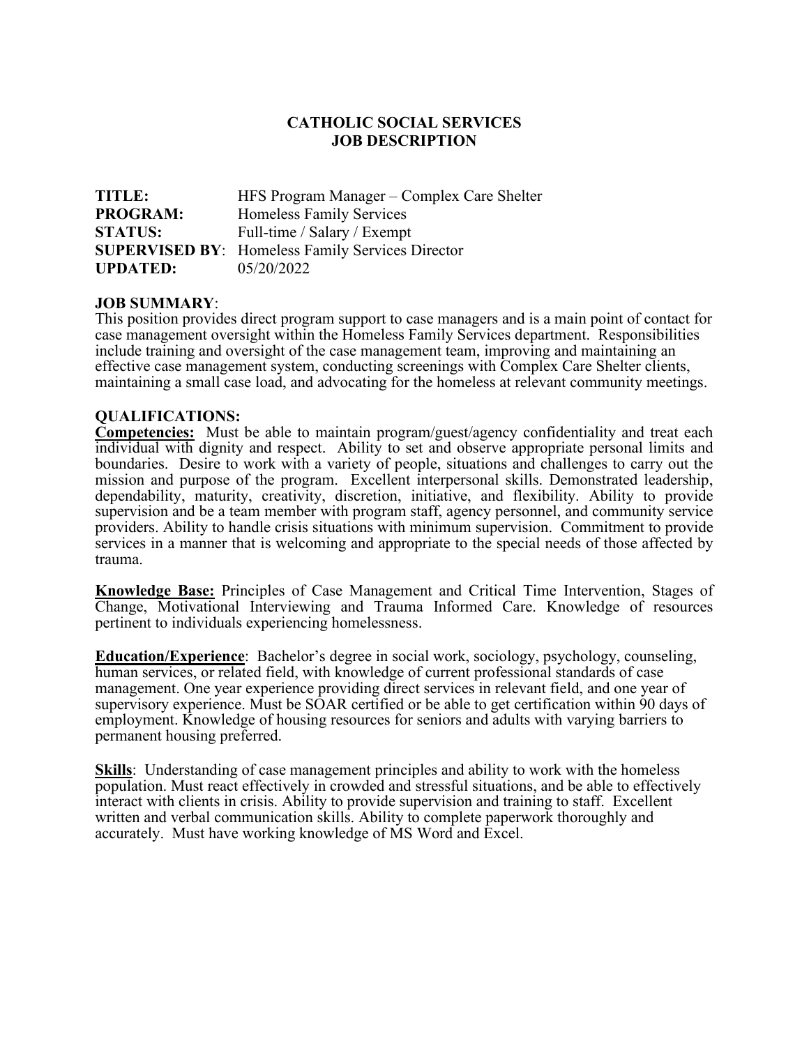# CATHOLIC SOCIAL SERVICES
# JOB DESCRIPTION

**TITLE:** HFS Program Manager – Complex Care Shelter
**PROGRAM:** Homeless Family Services
**STATUS:** Full-time / Salary / Exempt
**SUPERVISED BY**: Homeless Family Services Director
**UPDATED:** 05/20/2022

## JOB SUMMARY:

This position provides direct program support to case managers and is a main point of contact for case management oversight within the Homeless Family Services department. Responsibilities include training and oversight of the case management team, improving and maintaining an effective case management system, conducting screenings with Complex Care Shelter clients, maintaining a small case load, and advocating for the homeless at relevant community meetings.

## QUALIFICATIONS:

**Competencies:** Must be able to maintain program/guest/agency confidentiality and treat each individual with dignity and respect. Ability to set and observe appropriate personal limits and boundaries. Desire to work with a variety of people, situations and challenges to carry out the mission and purpose of the program. Excellent interpersonal skills. Demonstrated leadership, dependability, maturity, creativity, discretion, initiative, and flexibility. Ability to provide supervision and be a team member with program staff, agency personnel, and community service providers. Ability to handle crisis situations with minimum supervision. Commitment to provide services in a manner that is welcoming and appropriate to the special needs of those affected by trauma.

**Knowledge Base:** Principles of Case Management and Critical Time Intervention, Stages of Change, Motivational Interviewing and Trauma Informed Care. Knowledge of resources pertinent to individuals experiencing homelessness.

**Education/Experience**: Bachelor's degree in social work, sociology, psychology, counseling, human services, or related field, with knowledge of current professional standards of case management. One year experience providing direct services in relevant field, and one year of supervisory experience. Must be SOAR certified or be able to get certification within 90 days of employment. Knowledge of housing resources for seniors and adults with varying barriers to permanent housing preferred.

**Skills**: Understanding of case management principles and ability to work with the homeless population. Must react effectively in crowded and stressful situations, and be able to effectively interact with clients in crisis. Ability to provide supervision and training to staff. Excellent written and verbal communication skills. Ability to complete paperwork thoroughly and accurately. Must have working knowledge of MS Word and Excel.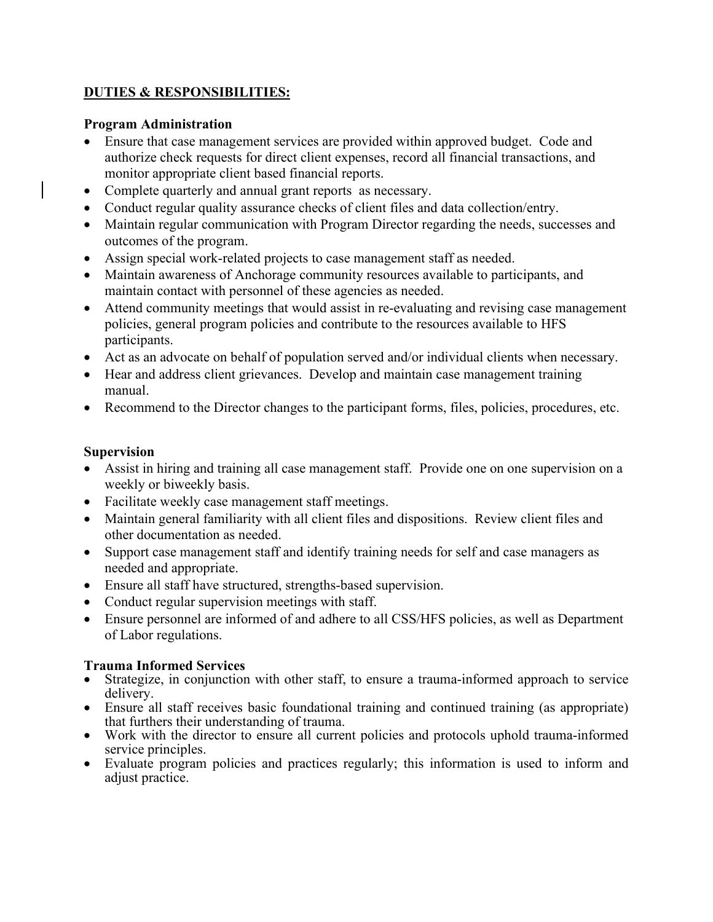## DUTIES & RESPONSIBILITIES:

### Program Administration

- Ensure that case management services are provided within approved budget. Code and authorize check requests for direct client expenses, record all financial transactions, and monitor appropriate client based financial reports.
- Complete quarterly and annual grant reports as necessary.
- Conduct regular quality assurance checks of client files and data collection/entry.
- Maintain regular communication with Program Director regarding the needs, successes and outcomes of the program.
- Assign special work-related projects to case management staff as needed.
- Maintain awareness of Anchorage community resources available to participants, and maintain contact with personnel of these agencies as needed.
- Attend community meetings that would assist in re-evaluating and revising case management policies, general program policies and contribute to the resources available to HFS participants.
- Act as an advocate on behalf of population served and/or individual clients when necessary.
- Hear and address client grievances. Develop and maintain case management training manual.
- Recommend to the Director changes to the participant forms, files, policies, procedures, etc.

### Supervision

- Assist in hiring and training all case management staff. Provide one on one supervision on a weekly or biweekly basis.
- Facilitate weekly case management staff meetings.
- Maintain general familiarity with all client files and dispositions. Review client files and other documentation as needed.
- Support case management staff and identify training needs for self and case managers as needed and appropriate.
- Ensure all staff have structured, strengths-based supervision.
- Conduct regular supervision meetings with staff.
- Ensure personnel are informed of and adhere to all CSS/HFS policies, as well as Department of Labor regulations.

### Trauma Informed Services

- Strategize, in conjunction with other staff, to ensure a trauma-informed approach to service delivery.
- Ensure all staff receives basic foundational training and continued training (as appropriate) that furthers their understanding of trauma.
- Work with the director to ensure all current policies and protocols uphold trauma-informed service principles.
- Evaluate program policies and practices regularly; this information is used to inform and adjust practice.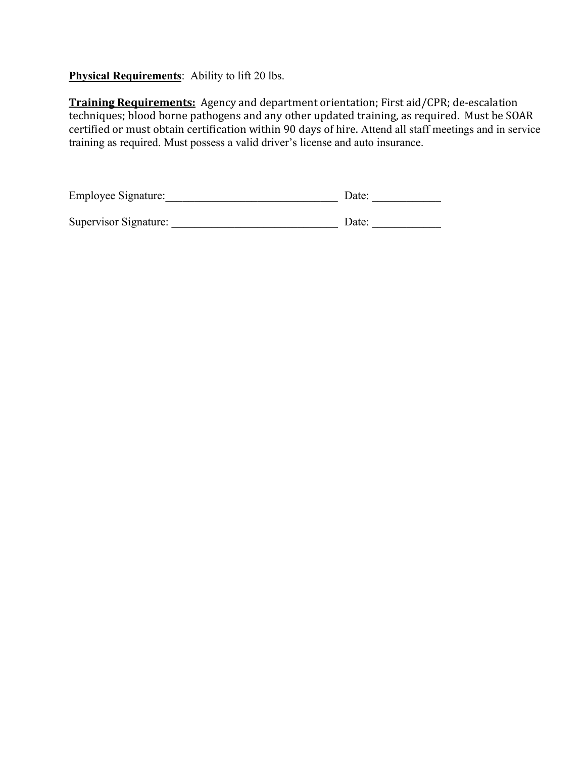**Physical Requirements**: Ability to lift 20 lbs.

**Training Requirements:** Agency and department orientation; First aid/CPR; de-escalation techniques; blood borne pathogens and any other updated training, as required. Must be SOAR certified or must obtain certification within 90 days of hire. Attend all staff meetings and in service training as required. Must possess a valid driver's license and auto insurance.

Employee Signature:______________________________ Date: ____________

Supervisor Signature: _____________________________ Date: ____________